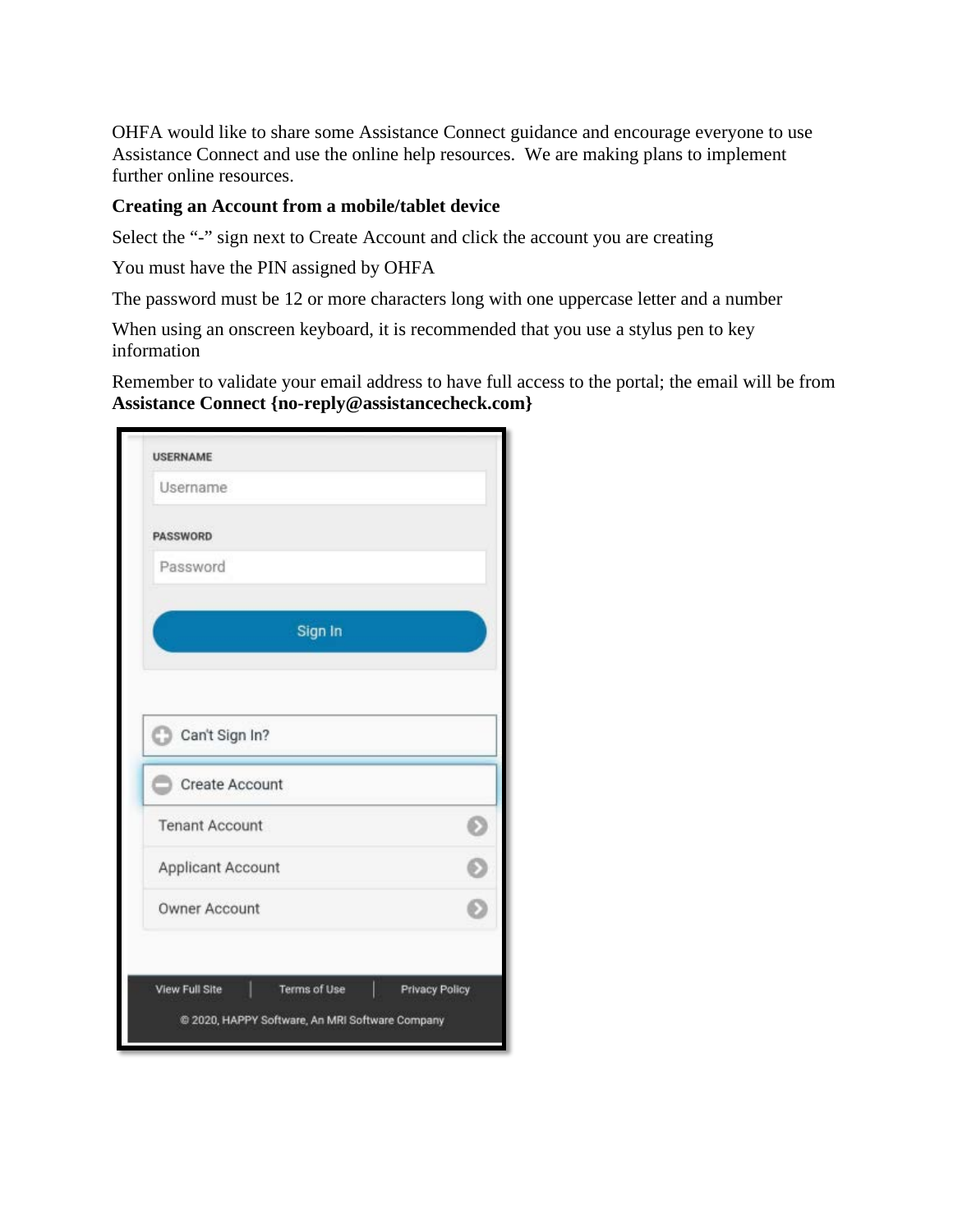OHFA would like to share some Assistance Connect guidance and encourage everyone to use Assistance Connect and use the online help resources. We are making plans to implement further online resources.

**Creating an Account from a mobile/tablet device**

Select the "-" sign next to Create Account and click the account you are creating

You must have the PIN assigned by OHFA

The password must be 12 or more characters long with one uppercase letter and a number

When using an onscreen keyboard, it is recommended that you use a stylus pen to key information

Remember to validate your email address to have full access to the portal; the email will be from **Assistance Connect {no-reply@assistancecheck.com}**

USERNAME

Username

PASSWORD

Password

Sign In

Can't Sign In?

Create Account

Tenant Account

Applicant Account

Owner Account

View Full Site | Terms of Use | Privacy Policy

© 2020, HAPPY Software, An MRI Software Company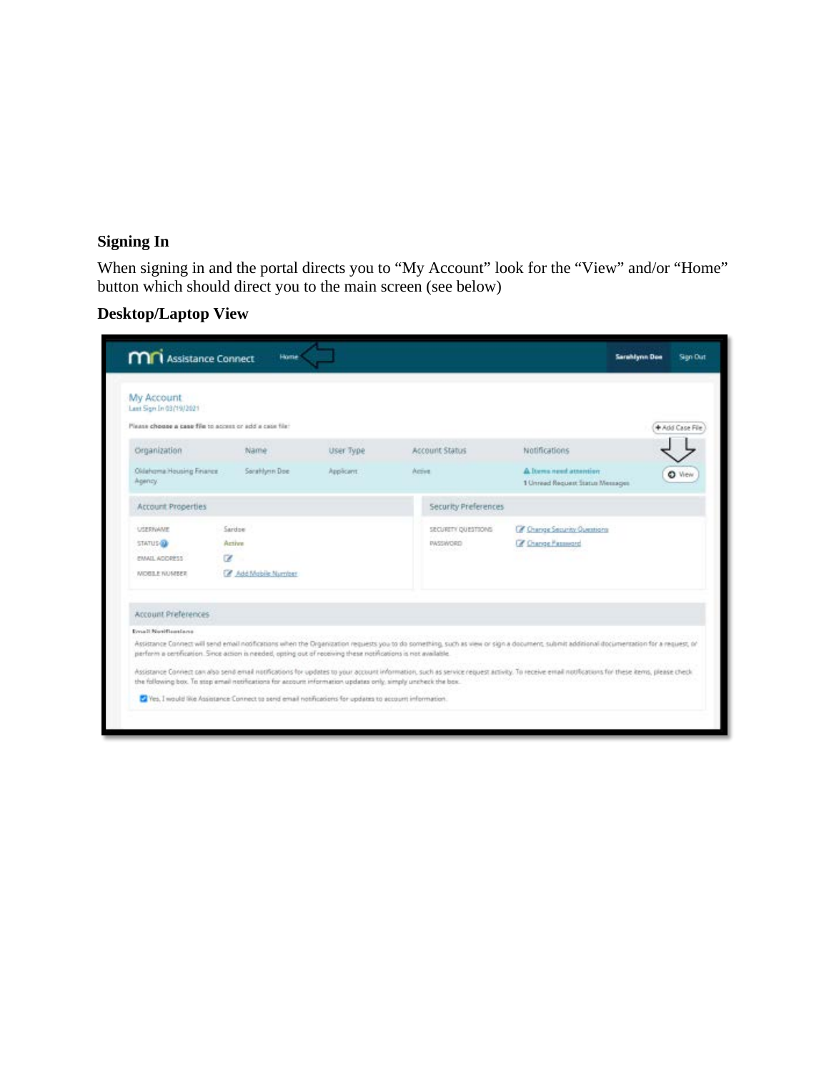**Signing In**

When signing in and the portal directs you to "My Account" look for the "View" and/or "Home" button which should direct you to the main screen (see below)

**Desktop/Laptop View**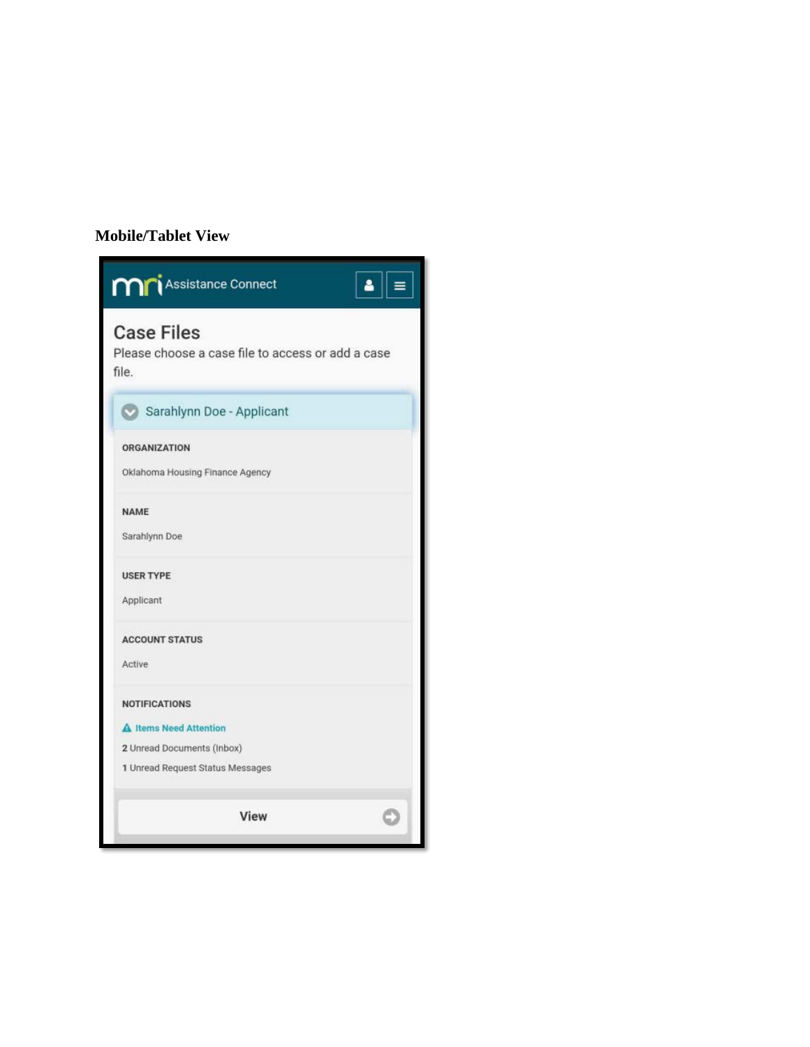**Mobile/Tablet View**

Assistance Connect

## Case Files

Please choose a case file to access or add a case file.

Sarahlynn Doe - Applicant

ORGANIZATION

Oklahoma Housing Finance Agency

NAME

Sarahlynn Doe

USER TYPE

Applicant

ACCOUNT STATUS

Active

NOTIFICATIONS

Items Need Attention

2 Unread Documents (Inbox)

1 Unread Request Status Messages

View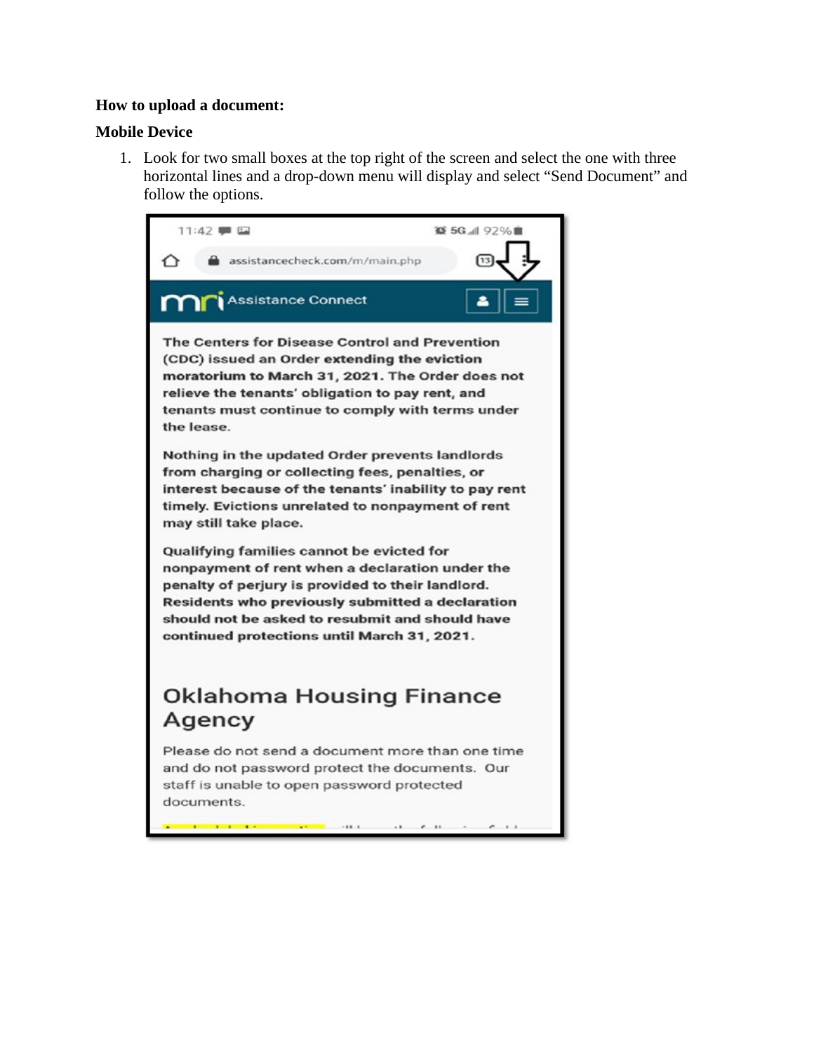**How to upload a document:**

**Mobile Device**

1. Look for two small boxes at the top right of the screen and select the one with three horizontal lines and a drop-down menu will display and select "Send Document" and follow the options.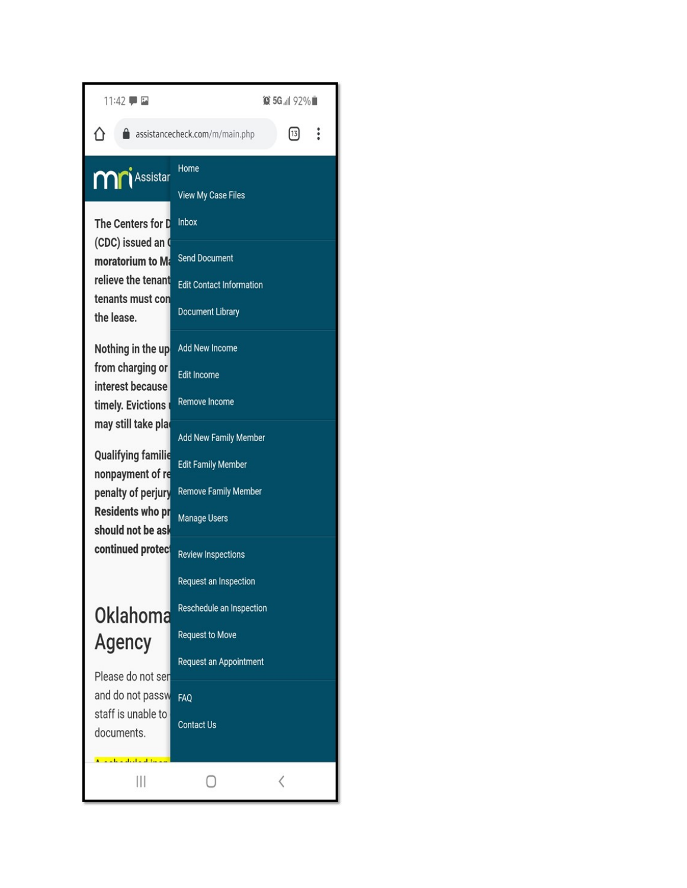11:42 5G 92%

assistancecheck.com/m/main.php

Assistar

- Home
- View My Case Files
- Inbox
- Send Document
- Edit Contact Information
- Document Library
- Add New Income
- Edit Income
- Remove Income
- Add New Family Member
- Edit Family Member
- Remove Family Member
- Manage Users
- Review Inspections
- Request an Inspection
- Reschedule an Inspection
- Request to Move
- Request an Appointment
- FAQ
- Contact Us

**The Centers for D (CDC) issued an moratorium to M relieve the tenant tenants must con the lease.**

**Nothing in the up from charging or interest because timely. Evictions may still take pla**

**Qualifying familie nonpayment of re penalty of perjury Residents who pr should not be ask continued protec**

# Oklahoma Agency

Please do not ser and do not passw staff is unable to documents.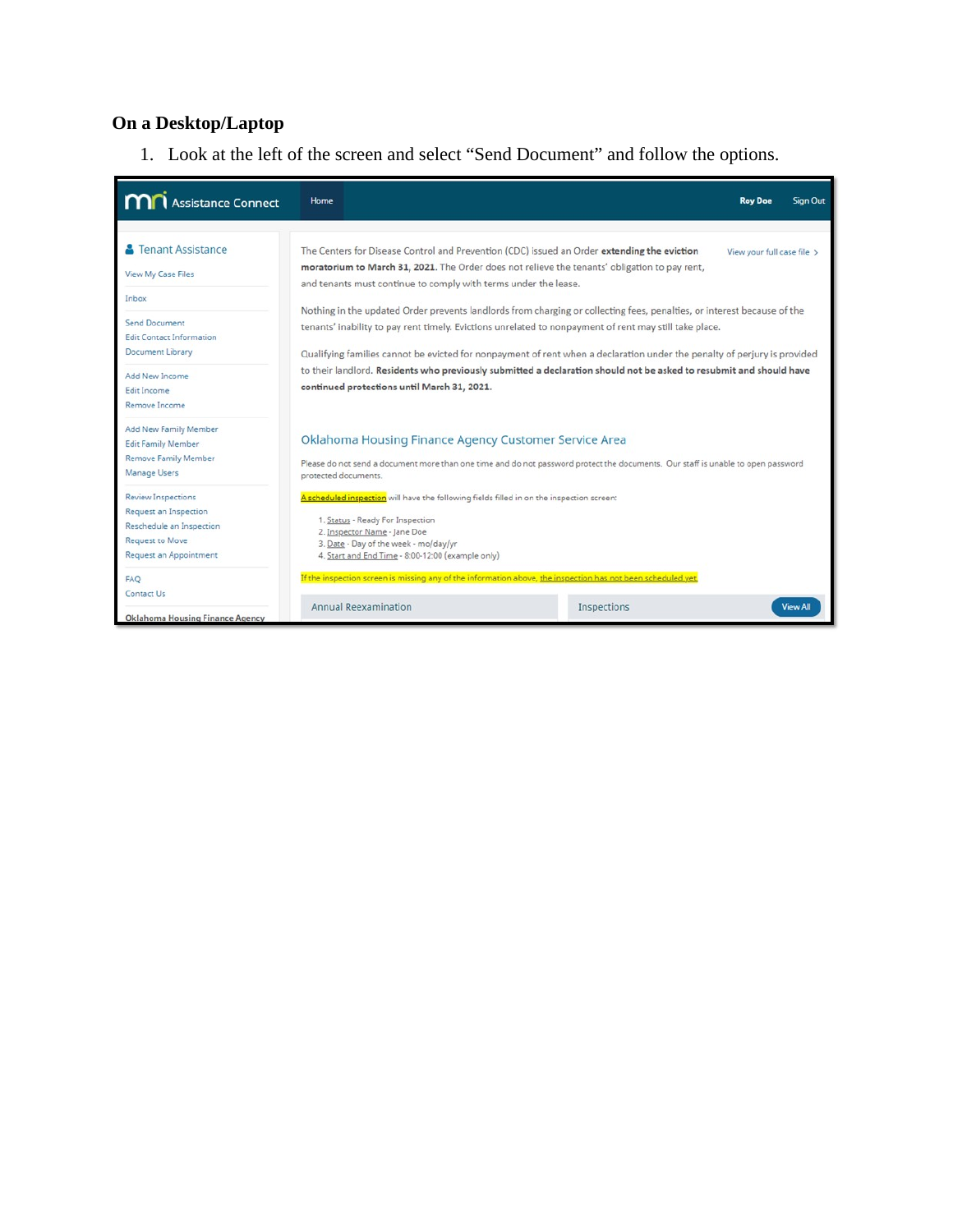## On a Desktop/Laptop

1. Look at the left of the screen and select “Send Document” and follow the options.

Assistance Connect

Home

Roy Doe Sign Out

Tenant Assistance

View My Case Files

Inbox

Send Document
Edit Contact Information
Document Library

Add New Income
Edit Income
Remove Income

Add New Family Member
Edit Family Member
Remove Family Member
Manage Users

Review Inspections
Request an Inspection
Reschedule an Inspection
Request to Move
Request an Appointment

FAQ
Contact Us

Oklahoma Housing Finance Agency

The Centers for Disease Control and Prevention (CDC) issued an Order **extending the eviction moratorium to March 31, 2021.** The Order does not relieve the tenants' obligation to pay rent, and tenants must continue to comply with terms under the lease.

View your full case file >

Nothing in the updated Order prevents landlords from charging or collecting fees, penalties, or interest because of the tenants' inability to pay rent timely. Evictions unrelated to nonpayment of rent may still take place.

Qualifying families cannot be evicted for nonpayment of rent when a declaration under the penalty of perjury is provided to their landlord. **Residents who previously submitted a declaration should not be asked to resubmit and should have continued protections until March 31, 2021.**

Oklahoma Housing Finance Agency Customer Service Area

Please do not send a document more than one time and do not password protect the documents. Our staff is unable to open password protected documents.

A scheduled inspection will have the following fields filled in on the inspection screen:

1. Status - Ready For Inspection
2. Inspector Name - Jane Doe
3. Date - Day of the week - mo/day/yr
4. Start and End Time - 8:00-12:00 (example only)

If the inspection screen is missing any of the information above, the inspection has not been scheduled yet.

Annual Reexamination

Inspections

View All